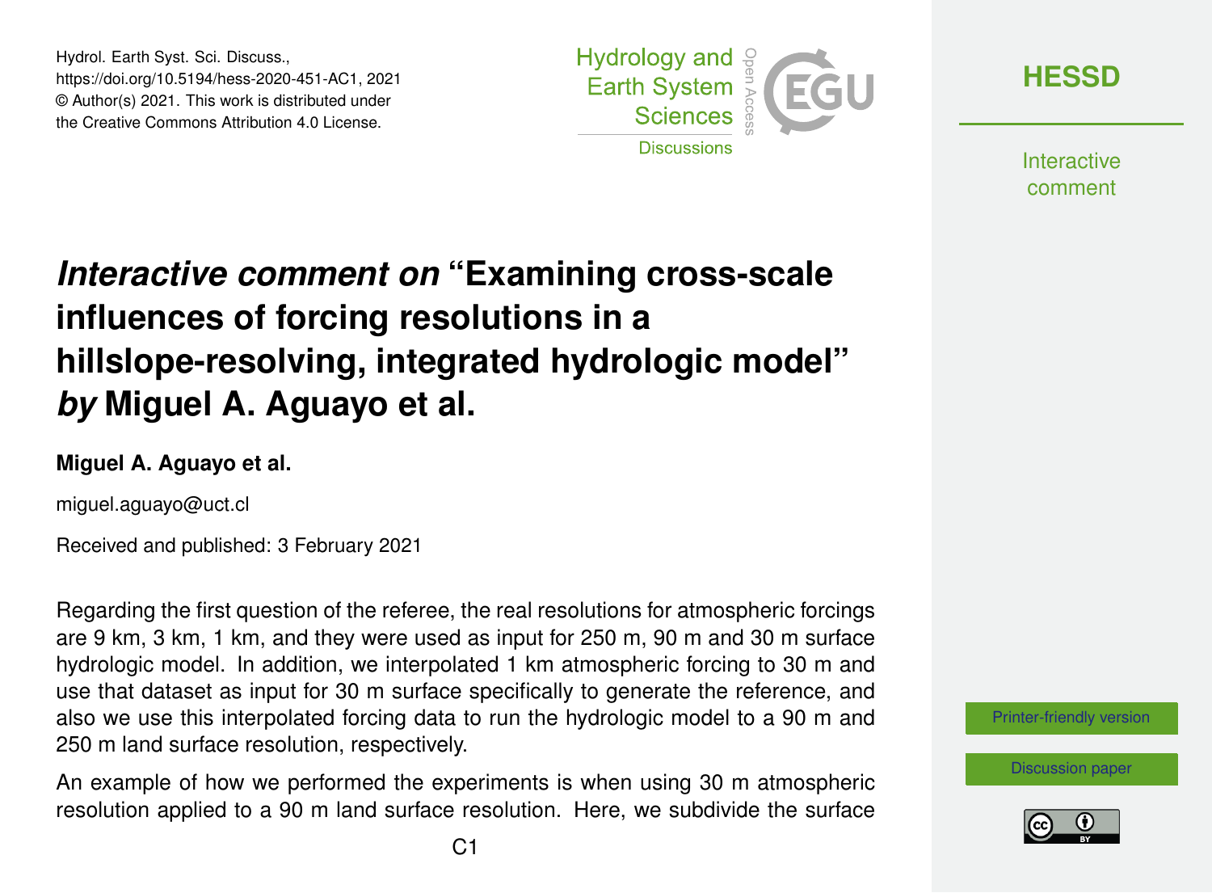# *Interactive comment on* "Examining cross-scale influences of forcing resolutions in a hillslope-resolving, integrated hydrologic model" *by* Miguel A. Aguayo et al.

**Miguel A. Aguayo et al.**

miguel.aguayo@uct.cl

Received and published: 3 February 2021

Regarding the first question of the referee, the real resolutions for atmospheric forcings are 9 km, 3 km, 1 km, and they were used as input for 250 m, 90 m and 30 m surface hydrologic model. In addition, we interpolated 1 km atmospheric forcing to 30 m and use that dataset as input for 30 m surface specifically to generate the reference, and also we use this interpolated forcing data to run the hydrologic model to a 90 m and 250 m land surface resolution, respectively.

An example of how we performed the experiments is when using 30 m atmospheric resolution applied to a 90 m land surface resolution. Here, we subdivide the surface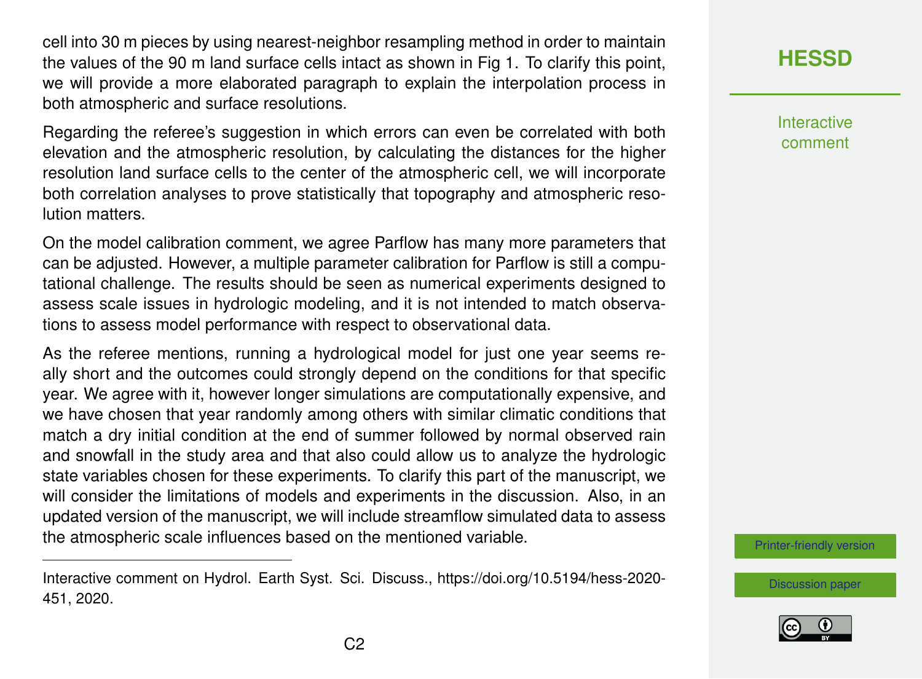cell into 30 m pieces by using nearest-neighbor resampling method in order to maintain the values of the 90 m land surface cells intact as shown in Fig 1. To clarify this point, we will provide a more elaborated paragraph to explain the interpolation process in both atmospheric and surface resolutions.

Regarding the referee's suggestion in which errors can even be correlated with both elevation and the atmospheric resolution, by calculating the distances for the higher resolution land surface cells to the center of the atmospheric cell, we will incorporate both correlation analyses to prove statistically that topography and atmospheric resolution matters.

On the model calibration comment, we agree Parflow has many more parameters that can be adjusted. However, a multiple parameter calibration for Parflow is still a computational challenge. The results should be seen as numerical experiments designed to assess scale issues in hydrologic modeling, and it is not intended to match observations to assess model performance with respect to observational data.

As the referee mentions, running a hydrological model for just one year seems really short and the outcomes could strongly depend on the conditions for that specific year. We agree with it, however longer simulations are computationally expensive, and we have chosen that year randomly among others with similar climatic conditions that match a dry initial condition at the end of summer followed by normal observed rain and snowfall in the study area and that also could allow us to analyze the hydrologic state variables chosen for these experiments. To clarify this part of the manuscript, we will consider the limitations of models and experiments in the discussion. Also, in an updated version of the manuscript, we will include streamflow simulated data to assess the atmospheric scale influences based on the mentioned variable.

---

Interactive comment on Hydrol. Earth Syst. Sci. Discuss., https://doi.org/10.5194/hess-2020-451, 2020.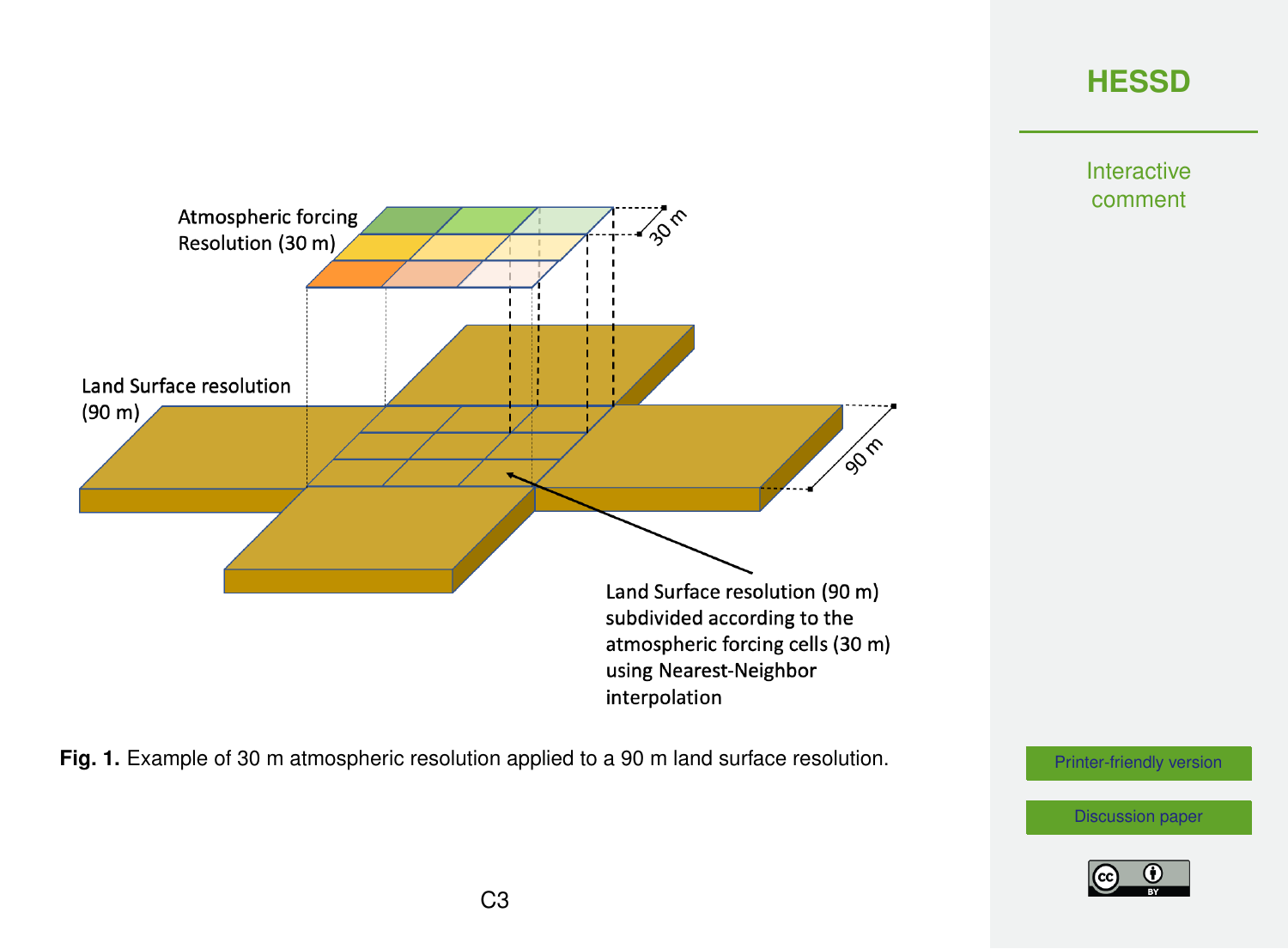Atmospheric forcing
Resolution (30 m)

30 m

Land Surface resolution
(90 m)

90 m

Land Surface resolution (90 m)
subdivided according to the
atmospheric forcing cells (30 m)
using Nearest-Neighbor
interpolation

**Fig. 1.** Example of 30 m atmospheric resolution applied to a 90 m land surface resolution.